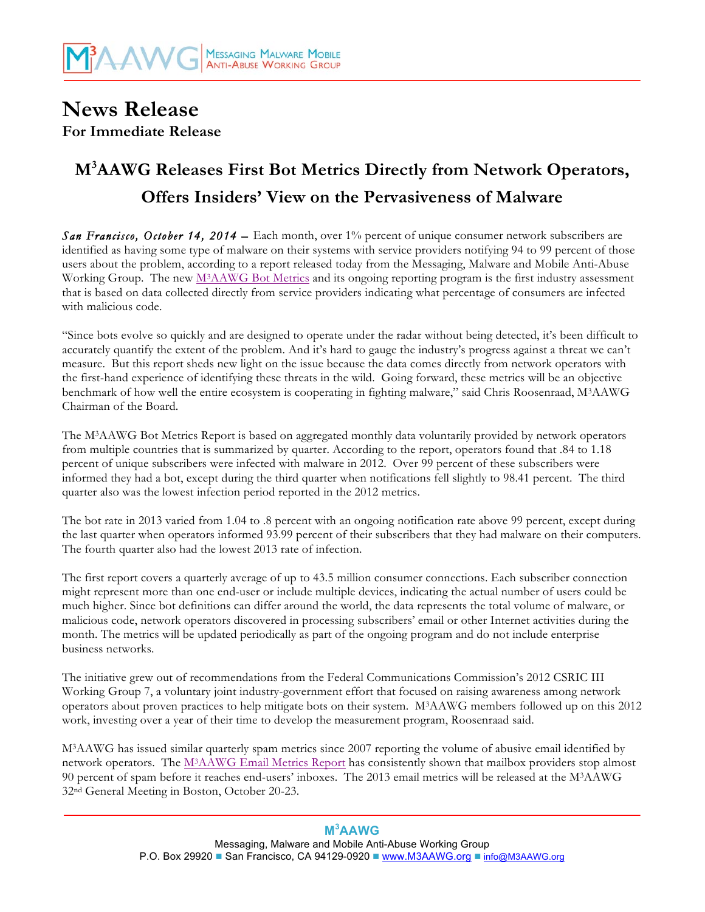# News Release

**For Immediate Release**

## M³AAWG Releases First Bot Metrics Directly from Network Operators, Offers Insiders' View on the Pervasiveness of Malware

***San Francisco, October 14, 2014*** – Each month, over 1% percent of unique consumer network subscribers are identified as having some type of malware on their systems with service providers notifying 94 to 99 percent of those users about the problem, according to a report released today from the Messaging, Malware and Mobile Anti-Abuse Working Group. The new M³AAWG Bot Metrics and its ongoing reporting program is the first industry assessment that is based on data collected directly from service providers indicating what percentage of consumers are infected with malicious code.

"Since bots evolve so quickly and are designed to operate under the radar without being detected, it's been difficult to accurately quantify the extent of the problem. And it's hard to gauge the industry's progress against a threat we can't measure. But this report sheds new light on the issue because the data comes directly from network operators with the first-hand experience of identifying these threats in the wild. Going forward, these metrics will be an objective benchmark of how well the entire ecosystem is cooperating in fighting malware," said Chris Roosenraad, M³AAWG Chairman of the Board.

The M³AAWG Bot Metrics Report is based on aggregated monthly data voluntarily provided by network operators from multiple countries that is summarized by quarter. According to the report, operators found that .84 to 1.18 percent of unique subscribers were infected with malware in 2012. Over 99 percent of these subscribers were informed they had a bot, except during the third quarter when notifications fell slightly to 98.41 percent. The third quarter also was the lowest infection period reported in the 2012 metrics.

The bot rate in 2013 varied from 1.04 to .8 percent with an ongoing notification rate above 99 percent, except during the last quarter when operators informed 93.99 percent of their subscribers that they had malware on their computers. The fourth quarter also had the lowest 2013 rate of infection.

The first report covers a quarterly average of up to 43.5 million consumer connections. Each subscriber connection might represent more than one end-user or include multiple devices, indicating the actual number of users could be much higher. Since bot definitions can differ around the world, the data represents the total volume of malware, or malicious code, network operators discovered in processing subscribers' email or other Internet activities during the month. The metrics will be updated periodically as part of the ongoing program and do not include enterprise business networks.

The initiative grew out of recommendations from the Federal Communications Commission's 2012 CSRIC III Working Group 7, a voluntary joint industry-government effort that focused on raising awareness among network operators about proven practices to help mitigate bots on their system. M³AAWG members followed up on this 2012 work, investing over a year of their time to develop the measurement program, Roosenraad said.

M³AAWG has issued similar quarterly spam metrics since 2007 reporting the volume of abusive email identified by network operators. The M³AAWG Email Metrics Report has consistently shown that mailbox providers stop almost 90 percent of spam before it reaches end-users' inboxes. The 2013 email metrics will be released at the M³AAWG 32nd General Meeting in Boston, October 20-23.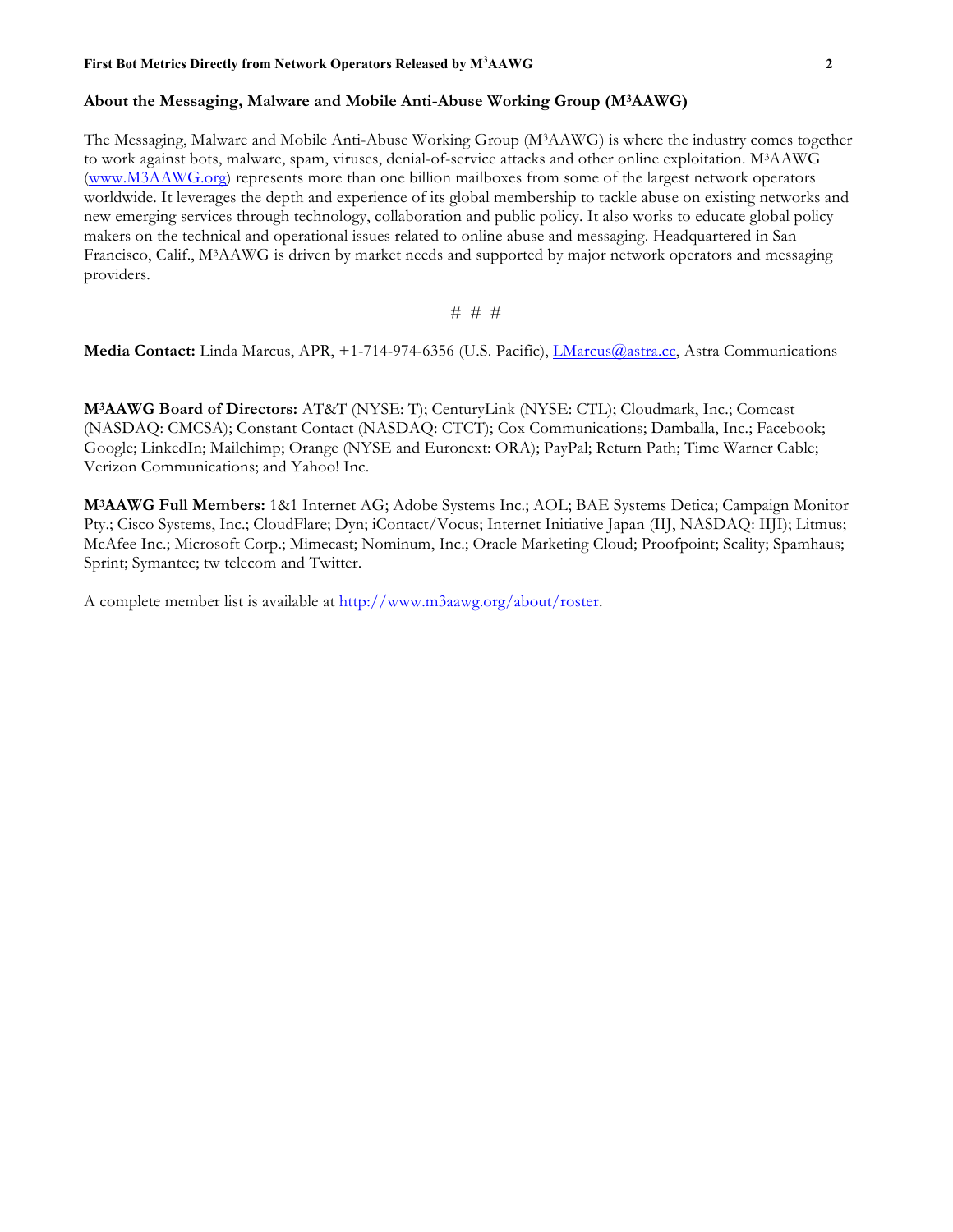## About the Messaging, Malware and Mobile Anti-Abuse Working Group (M³AAWG)

The Messaging, Malware and Mobile Anti-Abuse Working Group (M³AAWG) is where the industry comes together to work against bots, malware, spam, viruses, denial-of-service attacks and other online exploitation. M³AAWG (www.M3AAWG.org) represents more than one billion mailboxes from some of the largest network operators worldwide. It leverages the depth and experience of its global membership to tackle abuse on existing networks and new emerging services through technology, collaboration and public policy. It also works to educate global policy makers on the technical and operational issues related to online abuse and messaging. Headquartered in San Francisco, Calif., M³AAWG is driven by market needs and supported by major network operators and messaging providers.

# # #

**Media Contact:** Linda Marcus, APR, +1-714-974-6356 (U.S. Pacific), LMarcus@astra.cc, Astra Communications

**M³AAWG Board of Directors:** AT&T (NYSE: T); CenturyLink (NYSE: CTL); Cloudmark, Inc.; Comcast (NASDAQ: CMCSA); Constant Contact (NASDAQ: CTCT); Cox Communications; Damballa, Inc.; Facebook; Google; LinkedIn; Mailchimp; Orange (NYSE and Euronext: ORA); PayPal; Return Path; Time Warner Cable; Verizon Communications; and Yahoo! Inc.

**M³AAWG Full Members:** 1&1 Internet AG; Adobe Systems Inc.; AOL; BAE Systems Detica; Campaign Monitor Pty.; Cisco Systems, Inc.; CloudFlare; Dyn; iContact/Vocus; Internet Initiative Japan (IIJ, NASDAQ: IIJI); Litmus; McAfee Inc.; Microsoft Corp.; Mimecast; Nominum, Inc.; Oracle Marketing Cloud; Proofpoint; Scality; Spamhaus; Sprint; Symantec; tw telecom and Twitter.

A complete member list is available at http://www.m3aawg.org/about/roster.